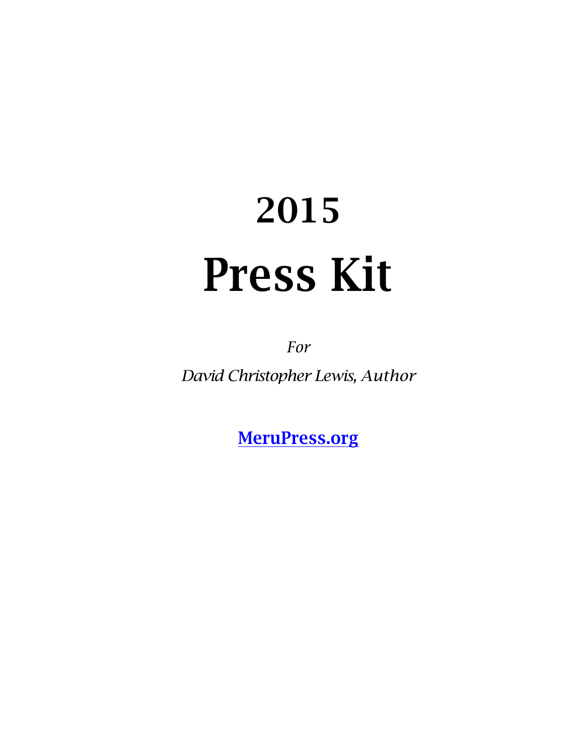# 2015

# Press Kit

*For*

*David Christopher Lewis, Author*

**[MeruPress.org](MeruPress.org)**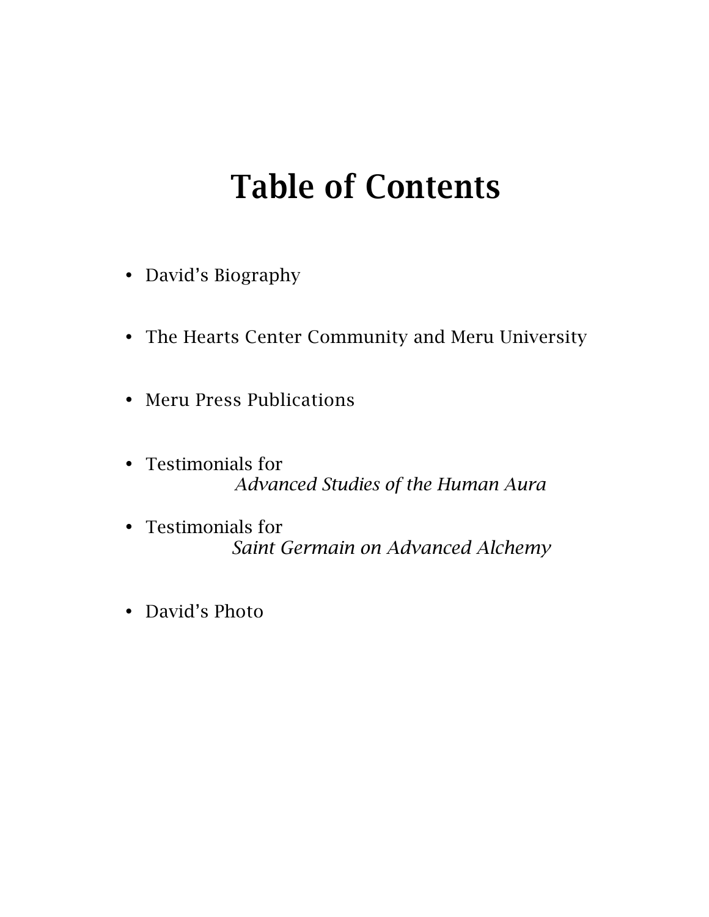# Table of Contents

- David's Biography
- The Hearts Center Community and Meru University
- Meru Press Publications
- Testimonials for *Advanced Studies of the Human Aura*
- Testimonials for *Saint Germain on Advanced Alchemy*
- David's Photo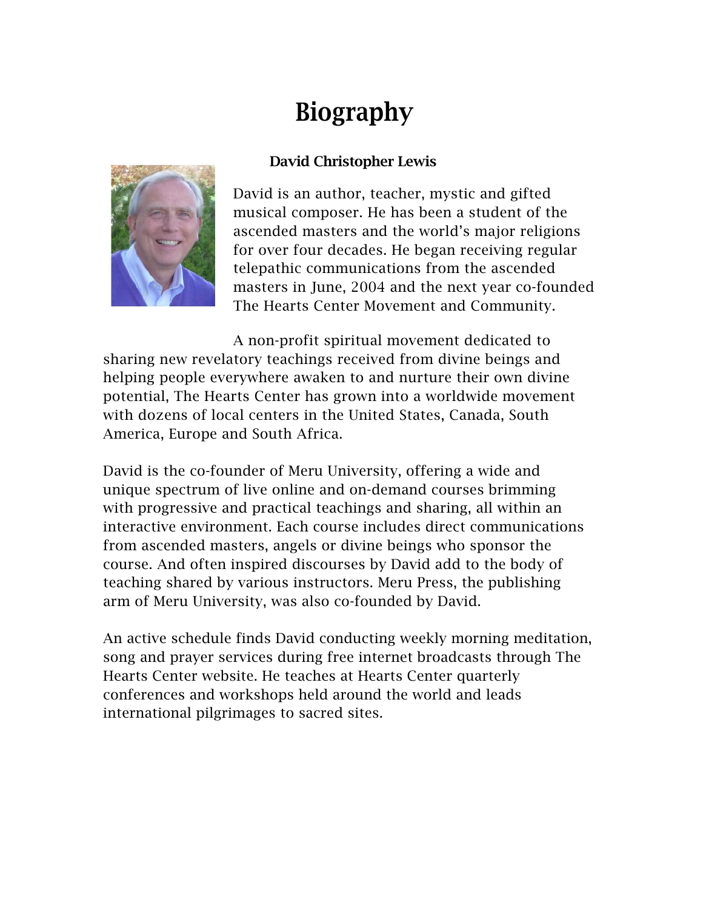# Biography

### David Christopher Lewis

David is an author, teacher, mystic and gifted musical composer. He has been a student of the ascended masters and the world's major religions for over four decades. He began receiving regular telepathic communications from the ascended masters in June, 2004 and the next year co-founded The Hearts Center Movement and Community.

A non-profit spiritual movement dedicated to sharing new revelatory teachings received from divine beings and helping people everywhere awaken to and nurture their own divine potential, The Hearts Center has grown into a worldwide movement with dozens of local centers in the United States, Canada, South America, Europe and South Africa.

David is the co-founder of Meru University, offering a wide and unique spectrum of live online and on-demand courses brimming with progressive and practical teachings and sharing, all within an interactive environment. Each course includes direct communications from ascended masters, angels or divine beings who sponsor the course. And often inspired discourses by David add to the body of teaching shared by various instructors. Meru Press, the publishing arm of Meru University, was also co-founded by David.

An active schedule finds David conducting weekly morning meditation, song and prayer services during free internet broadcasts through The Hearts Center website. He teaches at Hearts Center quarterly conferences and workshops held around the world and leads international pilgrimages to sacred sites.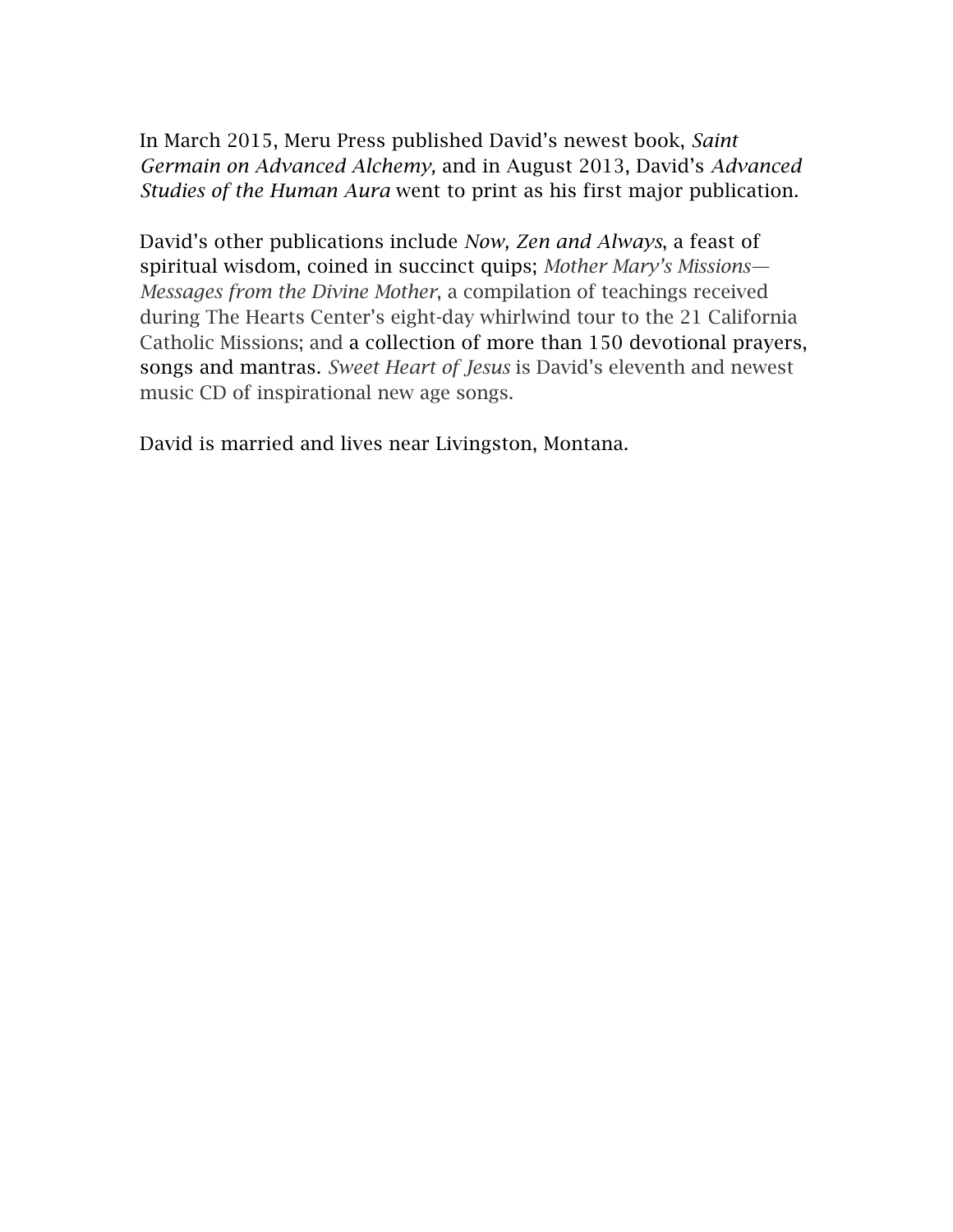In March 2015, Meru Press published David's newest book, *Saint Germain on Advanced Alchemy,* and in August 2013, David's *Advanced Studies of the Human Aura* went to print as his first major publication.

David's other publications include *Now, Zen and Always*, a feast of spiritual wisdom, coined in succinct quips; *Mother Mary's Missions—Messages from the Divine Mother*, a compilation of teachings received during The Hearts Center's eight-day whirlwind tour to the 21 California Catholic Missions; and a collection of more than 150 devotional prayers, songs and mantras. *Sweet Heart of Jesus* is David's eleventh and newest music CD of inspirational new age songs.

David is married and lives near Livingston, Montana.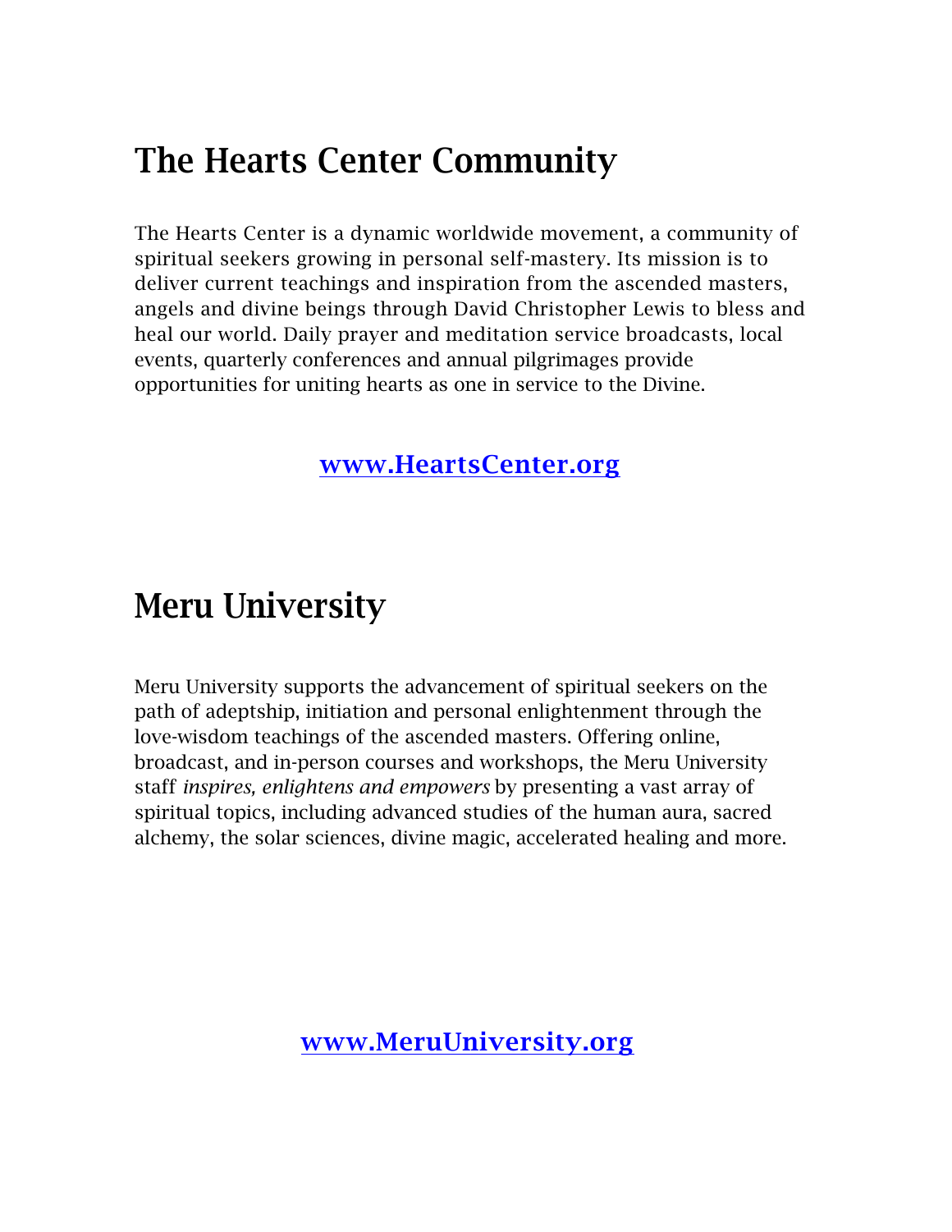# The Hearts Center Community

The Hearts Center is a dynamic worldwide movement, a community of spiritual seekers growing in personal self-mastery. Its mission is to deliver current teachings and inspiration from the ascended masters, angels and divine beings through David Christopher Lewis to bless and heal our world. Daily prayer and meditation service broadcasts, local events, quarterly conferences and annual pilgrimages provide opportunities for uniting hearts as one in service to the Divine.

**[www.HeartsCenter.org](http://www.HeartsCenter.org)**

# Meru University

Meru University supports the advancement of spiritual seekers on the path of adeptship, initiation and personal enlightenment through the love-wisdom teachings of the ascended masters. Offering online, broadcast, and in-person courses and workshops, the Meru University staff *inspires, enlightens and empowers* by presenting a vast array of spiritual topics, including advanced studies of the human aura, sacred alchemy, the solar sciences, divine magic, accelerated healing and more.

**[www.MeruUniversity.org](http://www.MeruUniversity.org)**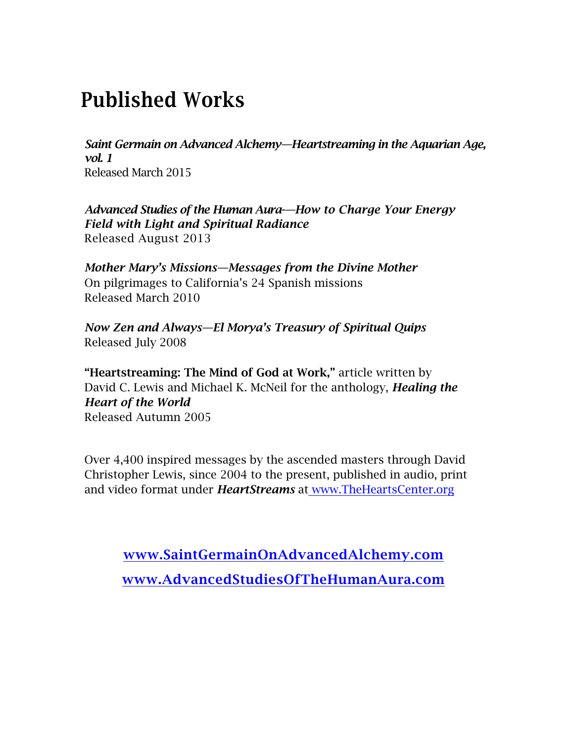# Published Works

***Saint Germain on Advanced Alchemy—Heartstreaming in the Aquarian Age, vol. 1***
Released March 2015

***Advanced Studies of the Human Aura—How to Charge Your Energy Field with Light and Spiritual Radiance***
Released August 2013

***Mother Mary's Missions—Messages from the Divine Mother***
On pilgrimages to California's 24 Spanish missions
Released March 2010

***Now Zen and Always—El Morya's Treasury of Spiritual Quips***
Released July 2008

**"Heartstreaming: The Mind of God at Work,"** article written by David C. Lewis and Michael K. McNeil for the anthology, ***Healing the Heart of the World***
Released Autumn 2005

Over 4,400 inspired messages by the ascended masters through David Christopher Lewis, since 2004 to the present, published in audio, print and video format under ***HeartStreams*** at www.TheHeartsCenter.org

**www.SaintGermainOnAdvancedAlchemy.com**

**www.AdvancedStudiesOfTheHumanAura.com**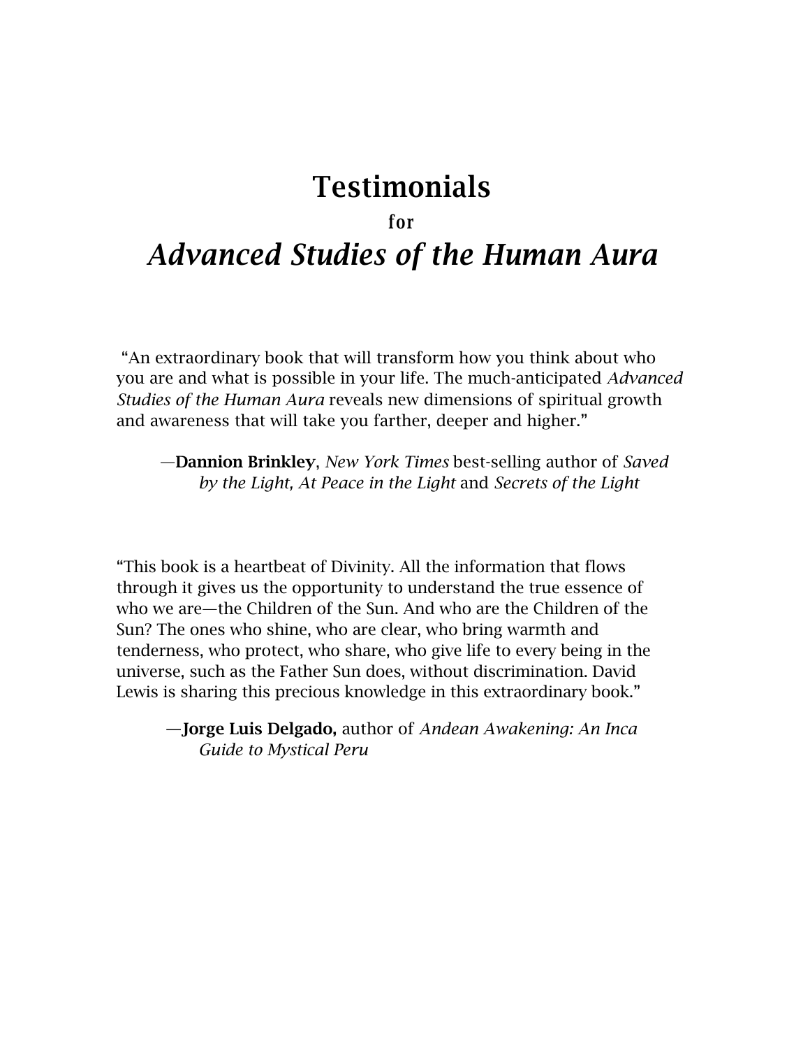# Testimonials

**for**

# *Advanced Studies of the Human Aura*

"An extraordinary book that will transform how you think about who you are and what is possible in your life. The much-anticipated *Advanced Studies of the Human Aura* reveals new dimensions of spiritual growth and awareness that will take you farther, deeper and higher."

—**Dannion Brinkley**, *New York Times* best-selling author of *Saved by the Light, At Peace in the Light* and *Secrets of the Light*

"This book is a heartbeat of Divinity. All the information that flows through it gives us the opportunity to understand the true essence of who we are—the Children of the Sun. And who are the Children of the Sun? The ones who shine, who are clear, who bring warmth and tenderness, who protect, who share, who give life to every being in the universe, such as the Father Sun does, without discrimination. David Lewis is sharing this precious knowledge in this extraordinary book."

—**Jorge Luis Delgado,** author of *Andean Awakening: An Inca Guide to Mystical Peru*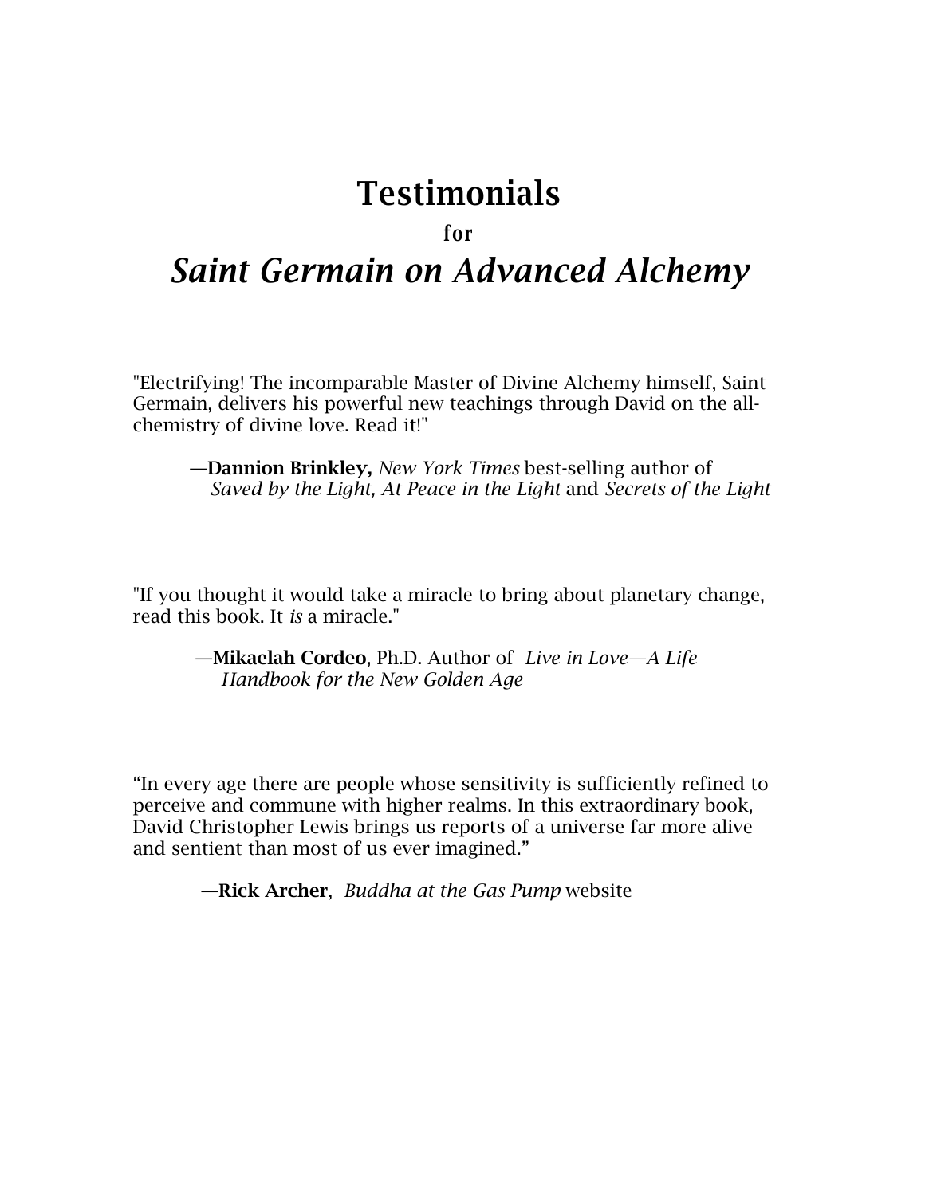# Testimonials

**for**

# *Saint Germain on Advanced Alchemy*

"Electrifying! The incomparable Master of Divine Alchemy himself, Saint Germain, delivers his powerful new teachings through David on the all-chemistry of divine love. Read it!"

—**Dannion Brinkley,** *New York Times* best-selling author of *Saved by the Light, At Peace in the Light* and *Secrets of the Light*

"If you thought it would take a miracle to bring about planetary change, read this book. It *is* a miracle."

—**Mikaelah Cordeo**, Ph.D. Author of *Live in Love—A Life Handbook for the New Golden Age*

"In every age there are people whose sensitivity is sufficiently refined to perceive and commune with higher realms. In this extraordinary book, David Christopher Lewis brings us reports of a universe far more alive and sentient than most of us ever imagined."

—**Rick Archer**, *Buddha at the Gas Pump* website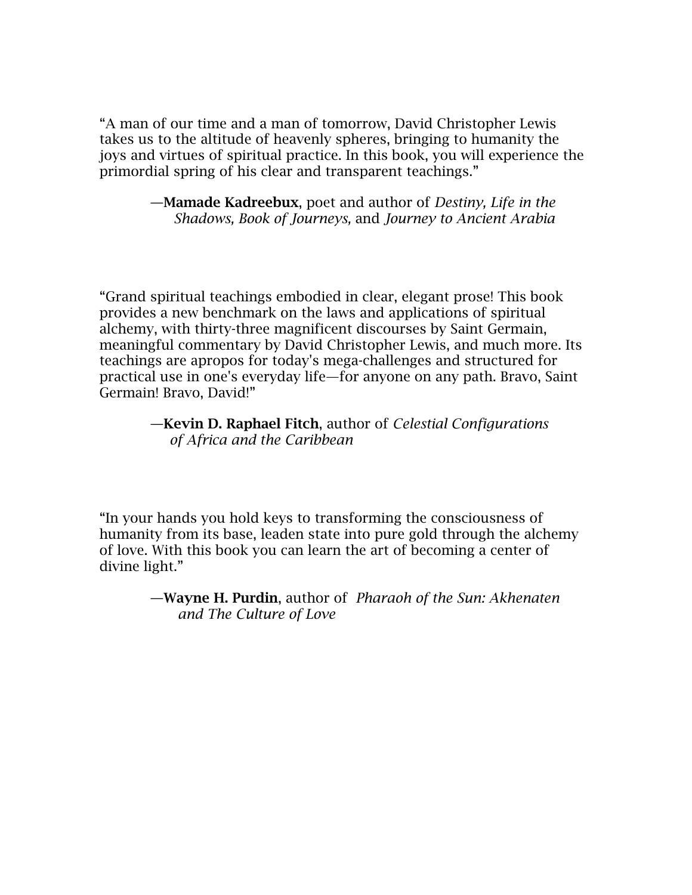“A man of our time and a man of tomorrow, David Christopher Lewis takes us to the altitude of heavenly spheres, bringing to humanity the joys and virtues of spiritual practice. In this book, you will experience the primordial spring of his clear and transparent teachings.”

> —**Mamade Kadreebux**, poet and author of *Destiny, Life in the Shadows, Book of Journeys,* and *Journey to Ancient Arabia*

“Grand spiritual teachings embodied in clear, elegant prose! This book provides a new benchmark on the laws and applications of spiritual alchemy, with thirty-three magnificent discourses by Saint Germain, meaningful commentary by David Christopher Lewis, and much more. Its teachings are apropos for today's mega-challenges and structured for practical use in one's everyday life—for anyone on any path. Bravo, Saint Germain! Bravo, David!”

> —**Kevin D. Raphael Fitch**, author of *Celestial Configurations of Africa and the Caribbean*

“In your hands you hold keys to transforming the consciousness of humanity from its base, leaden state into pure gold through the alchemy of love. With this book you can learn the art of becoming a center of divine light.”

> —**Wayne H. Purdin**, author of *Pharaoh of the Sun: Akhenaten and The Culture of Love*